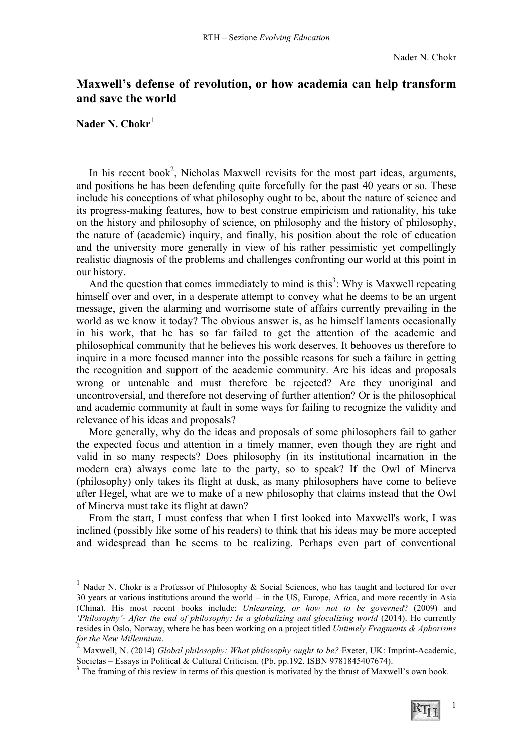# Maxwell's defense of revolution, or how academia can help transform and save the world

**Nader N. Chokr**[1]

In his recent book[2], Nicholas Maxwell revisits for the most part ideas, arguments, and positions he has been defending quite forcefully for the past 40 years or so. These include his conceptions of what philosophy ought to be, about the nature of science and its progress-making features, how to best construe empiricism and rationality, his take on the history and philosophy of science, on philosophy and the history of philosophy, the nature of (academic) inquiry, and finally, his position about the role of education and the university more generally in view of his rather pessimistic yet compellingly realistic diagnosis of the problems and challenges confronting our world at this point in our history.

And the question that comes immediately to mind is this[3]: Why is Maxwell repeating himself over and over, in a desperate attempt to convey what he deems to be an urgent message, given the alarming and worrisome state of affairs currently prevailing in the world as we know it today? The obvious answer is, as he himself laments occasionally in his work, that he has so far failed to get the attention of the academic and philosophical community that he believes his work deserves. It behooves us therefore to inquire in a more focused manner into the possible reasons for such a failure in getting the recognition and support of the academic community. Are his ideas and proposals wrong or untenable and must therefore be rejected? Are they unoriginal and uncontroversial, and therefore not deserving of further attention? Or is the philosophical and academic community at fault in some ways for failing to recognize the validity and relevance of his ideas and proposals?

More generally, why do the ideas and proposals of some philosophers fail to gather the expected focus and attention in a timely manner, even though they are right and valid in so many respects? Does philosophy (in its institutional incarnation in the modern era) always come late to the party, so to speak? If the Owl of Minerva (philosophy) only takes its flight at dusk, as many philosophers have come to believe after Hegel, what are we to make of a new philosophy that claims instead that the Owl of Minerva must take its flight at dawn?

From the start, I must confess that when I first looked into Maxwell's work, I was inclined (possibly like some of his readers) to think that his ideas may be more accepted and widespread than he seems to be realizing. Perhaps even part of conventional

---

[1] Nader N. Chokr is a Professor of Philosophy & Social Sciences, who has taught and lectured for over 30 years at various institutions around the world – in the US, Europe, Africa, and more recently in Asia (China). His most recent books include: *Unlearning, or how not to be governed*? (2009) and *'Philosophy'- After the end of philosophy: In a globalizing and glocalizing world* (2014). He currently resides in Oslo, Norway, where he has been working on a project titled *Untimely Fragments & Aphorisms for the New Millennium*.

[2] Maxwell, N. (2014) *Global philosophy: What philosophy ought to be?* Exeter, UK: Imprint-Academic, Societas – Essays in Political & Cultural Criticism. (Pb, pp.192. ISBN 9781845407674).

[3] The framing of this review in terms of this question is motivated by the thrust of Maxwell's own book.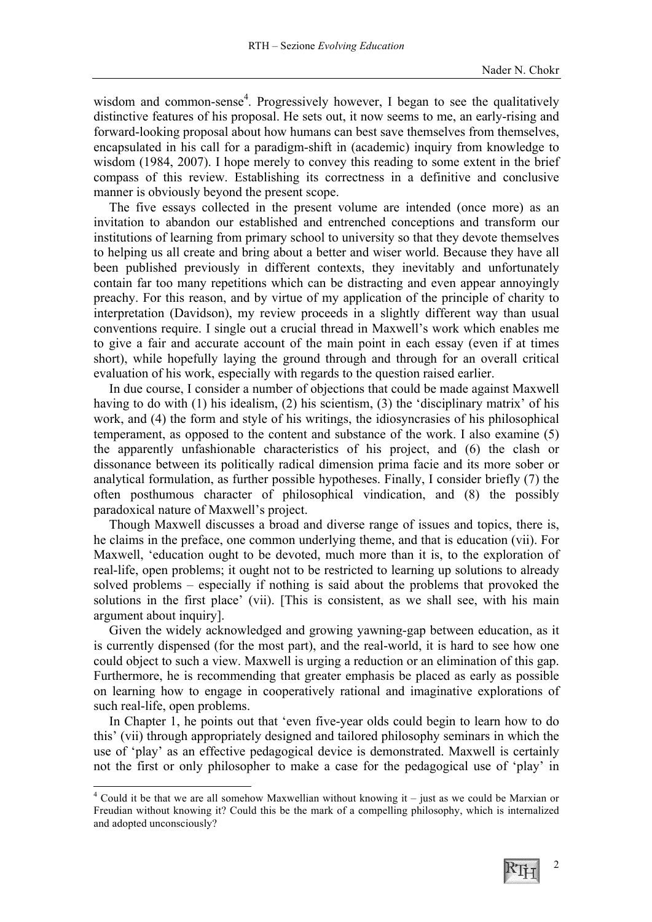wisdom and common-sense[4]. Progressively however, I began to see the qualitatively distinctive features of his proposal. He sets out, it now seems to me, an early-rising and forward-looking proposal about how humans can best save themselves from themselves, encapsulated in his call for a paradigm-shift in (academic) inquiry from knowledge to wisdom (1984, 2007). I hope merely to convey this reading to some extent in the brief compass of this review. Establishing its correctness in a definitive and conclusive manner is obviously beyond the present scope.

The five essays collected in the present volume are intended (once more) as an invitation to abandon our established and entrenched conceptions and transform our institutions of learning from primary school to university so that they devote themselves to helping us all create and bring about a better and wiser world. Because they have all been published previously in different contexts, they inevitably and unfortunately contain far too many repetitions which can be distracting and even appear annoyingly preachy. For this reason, and by virtue of my application of the principle of charity to interpretation (Davidson), my review proceeds in a slightly different way than usual conventions require. I single out a crucial thread in Maxwell's work which enables me to give a fair and accurate account of the main point in each essay (even if at times short), while hopefully laying the ground through and through for an overall critical evaluation of his work, especially with regards to the question raised earlier.

In due course, I consider a number of objections that could be made against Maxwell having to do with (1) his idealism, (2) his scientism, (3) the 'disciplinary matrix' of his work, and (4) the form and style of his writings, the idiosyncrasies of his philosophical temperament, as opposed to the content and substance of the work. I also examine (5) the apparently unfashionable characteristics of his project, and (6) the clash or dissonance between its politically radical dimension prima facie and its more sober or analytical formulation, as further possible hypotheses. Finally, I consider briefly (7) the often posthumous character of philosophical vindication, and (8) the possibly paradoxical nature of Maxwell's project.

Though Maxwell discusses a broad and diverse range of issues and topics, there is, he claims in the preface, one common underlying theme, and that is education (vii). For Maxwell, 'education ought to be devoted, much more than it is, to the exploration of real-life, open problems; it ought not to be restricted to learning up solutions to already solved problems – especially if nothing is said about the problems that provoked the solutions in the first place' (vii). [This is consistent, as we shall see, with his main argument about inquiry].

Given the widely acknowledged and growing yawning-gap between education, as it is currently dispensed (for the most part), and the real-world, it is hard to see how one could object to such a view. Maxwell is urging a reduction or an elimination of this gap. Furthermore, he is recommending that greater emphasis be placed as early as possible on learning how to engage in cooperatively rational and imaginative explorations of such real-life, open problems.

In Chapter 1, he points out that 'even five-year olds could begin to learn how to do this' (vii) through appropriately designed and tailored philosophy seminars in which the use of 'play' as an effective pedagogical device is demonstrated. Maxwell is certainly not the first or only philosopher to make a case for the pedagogical use of 'play' in

[4] Could it be that we are all somehow Maxwellian without knowing it – just as we could be Marxian or Freudian without knowing it? Could this be the mark of a compelling philosophy, which is internalized and adopted unconsciously?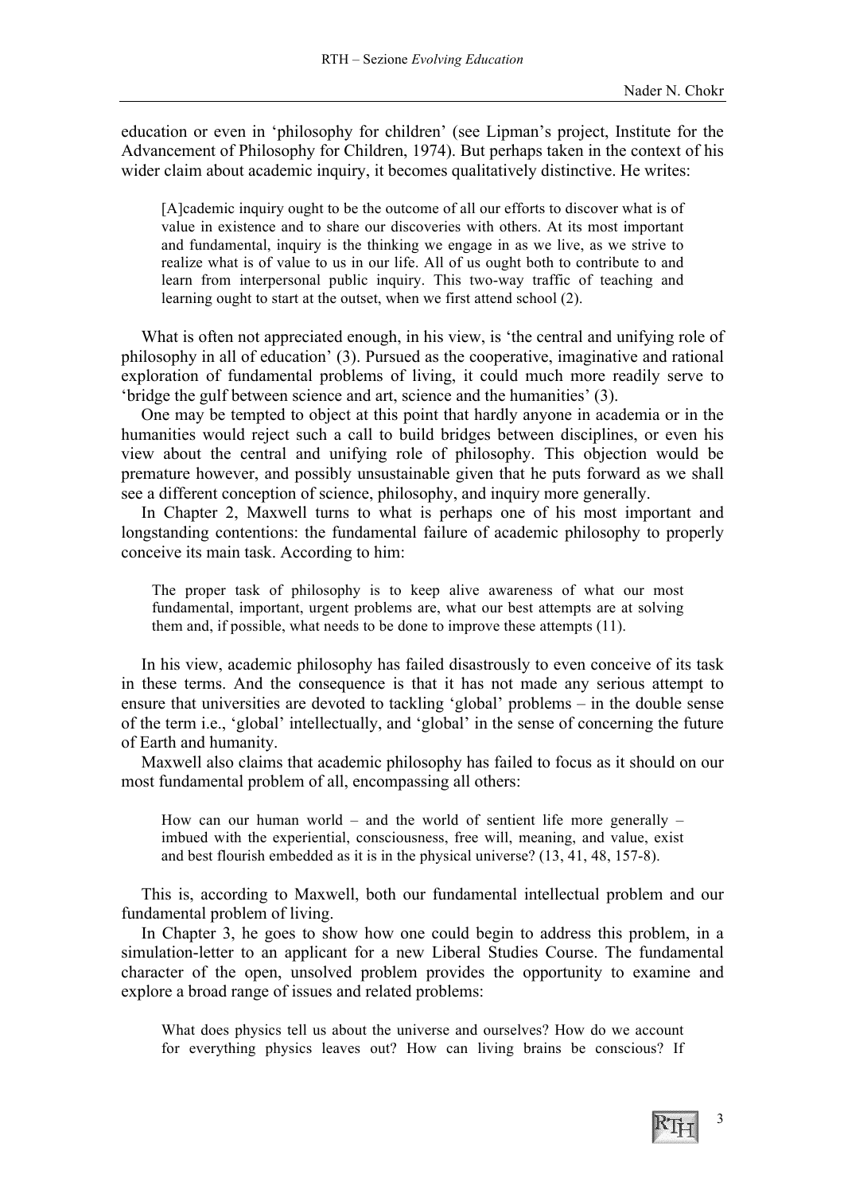education or even in 'philosophy for children' (see Lipman's project, Institute for the Advancement of Philosophy for Children, 1974). But perhaps taken in the context of his wider claim about academic inquiry, it becomes qualitatively distinctive. He writes:

> [A]cademic inquiry ought to be the outcome of all our efforts to discover what is of value in existence and to share our discoveries with others. At its most important and fundamental, inquiry is the thinking we engage in as we live, as we strive to realize what is of value to us in our life. All of us ought both to contribute to and learn from interpersonal public inquiry. This two-way traffic of teaching and learning ought to start at the outset, when we first attend school (2).

What is often not appreciated enough, in his view, is 'the central and unifying role of philosophy in all of education' (3). Pursued as the cooperative, imaginative and rational exploration of fundamental problems of living, it could much more readily serve to 'bridge the gulf between science and art, science and the humanities' (3).

One may be tempted to object at this point that hardly anyone in academia or in the humanities would reject such a call to build bridges between disciplines, or even his view about the central and unifying role of philosophy. This objection would be premature however, and possibly unsustainable given that he puts forward as we shall see a different conception of science, philosophy, and inquiry more generally.

In Chapter 2, Maxwell turns to what is perhaps one of his most important and longstanding contentions: the fundamental failure of academic philosophy to properly conceive its main task. According to him:

> The proper task of philosophy is to keep alive awareness of what our most fundamental, important, urgent problems are, what our best attempts are at solving them and, if possible, what needs to be done to improve these attempts (11).

In his view, academic philosophy has failed disastrously to even conceive of its task in these terms. And the consequence is that it has not made any serious attempt to ensure that universities are devoted to tackling 'global' problems – in the double sense of the term i.e., 'global' intellectually, and 'global' in the sense of concerning the future of Earth and humanity.

Maxwell also claims that academic philosophy has failed to focus as it should on our most fundamental problem of all, encompassing all others:

> How can our human world – and the world of sentient life more generally – imbued with the experiential, consciousness, free will, meaning, and value, exist and best flourish embedded as it is in the physical universe? (13, 41, 48, 157-8).

This is, according to Maxwell, both our fundamental intellectual problem and our fundamental problem of living.

In Chapter 3, he goes to show how one could begin to address this problem, in a simulation-letter to an applicant for a new Liberal Studies Course. The fundamental character of the open, unsolved problem provides the opportunity to examine and explore a broad range of issues and related problems:

> What does physics tell us about the universe and ourselves? How do we account for everything physics leaves out? How can living brains be conscious? If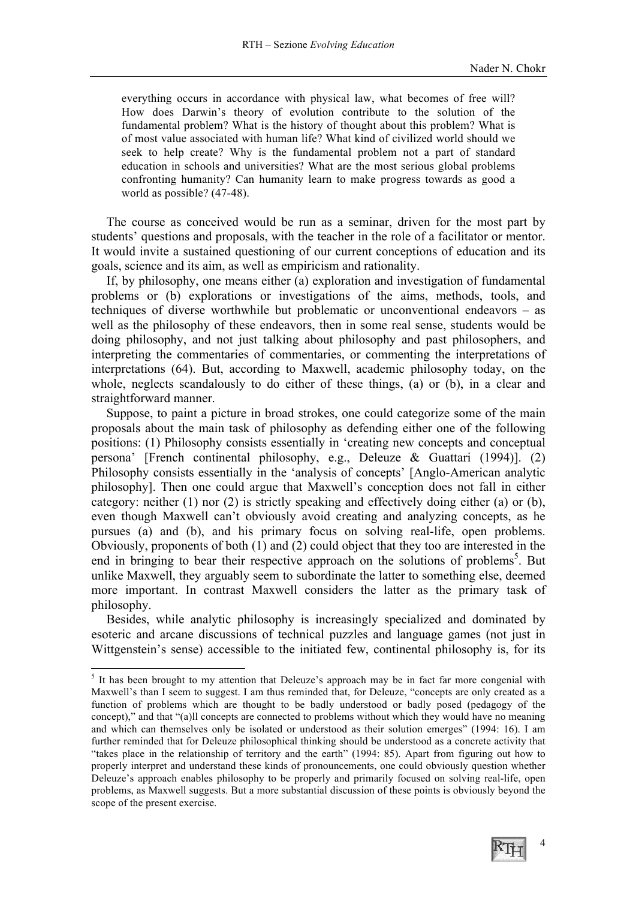> everything occurs in accordance with physical law, what becomes of free will? How does Darwin's theory of evolution contribute to the solution of the fundamental problem? What is the history of thought about this problem? What is of most value associated with human life? What kind of civilized world should we seek to help create? Why is the fundamental problem not a part of standard education in schools and universities? What are the most serious global problems confronting humanity? Can humanity learn to make progress towards as good a world as possible? (47-48).

The course as conceived would be run as a seminar, driven for the most part by students' questions and proposals, with the teacher in the role of a facilitator or mentor. It would invite a sustained questioning of our current conceptions of education and its goals, science and its aim, as well as empiricism and rationality.

If, by philosophy, one means either (a) exploration and investigation of fundamental problems or (b) explorations or investigations of the aims, methods, tools, and techniques of diverse worthwhile but problematic or unconventional endeavors – as well as the philosophy of these endeavors, then in some real sense, students would be doing philosophy, and not just talking about philosophy and past philosophers, and interpreting the commentaries of commentaries, or commenting the interpretations of interpretations (64). But, according to Maxwell, academic philosophy today, on the whole, neglects scandalously to do either of these things, (a) or (b), in a clear and straightforward manner.

Suppose, to paint a picture in broad strokes, one could categorize some of the main proposals about the main task of philosophy as defending either one of the following positions: (1) Philosophy consists essentially in 'creating new concepts and conceptual persona' [French continental philosophy, e.g., Deleuze & Guattari (1994)]. (2) Philosophy consists essentially in the 'analysis of concepts' [Anglo-American analytic philosophy]. Then one could argue that Maxwell's conception does not fall in either category: neither (1) nor (2) is strictly speaking and effectively doing either (a) or (b), even though Maxwell can't obviously avoid creating and analyzing concepts, as he pursues (a) and (b), and his primary focus on solving real-life, open problems. Obviously, proponents of both (1) and (2) could object that they too are interested in the end in bringing to bear their respective approach on the solutions of problems[5]. But unlike Maxwell, they arguably seem to subordinate the latter to something else, deemed more important. In contrast Maxwell considers the latter as the primary task of philosophy.

Besides, while analytic philosophy is increasingly specialized and dominated by esoteric and arcane discussions of technical puzzles and language games (not just in Wittgenstein's sense) accessible to the initiated few, continental philosophy is, for its

---

[5] It has been brought to my attention that Deleuze's approach may be in fact far more congenial with Maxwell's than I seem to suggest. I am thus reminded that, for Deleuze, "concepts are only created as a function of problems which are thought to be badly understood or badly posed (pedagogy of the concept)," and that "(a)ll concepts are connected to problems without which they would have no meaning and which can themselves only be isolated or understood as their solution emerges" (1994: 16). I am further reminded that for Deleuze philosophical thinking should be understood as a concrete activity that "takes place in the relationship of territory and the earth" (1994: 85). Apart from figuring out how to properly interpret and understand these kinds of pronouncements, one could obviously question whether Deleuze's approach enables philosophy to be properly and primarily focused on solving real-life, open problems, as Maxwell suggests. But a more substantial discussion of these points is obviously beyond the scope of the present exercise.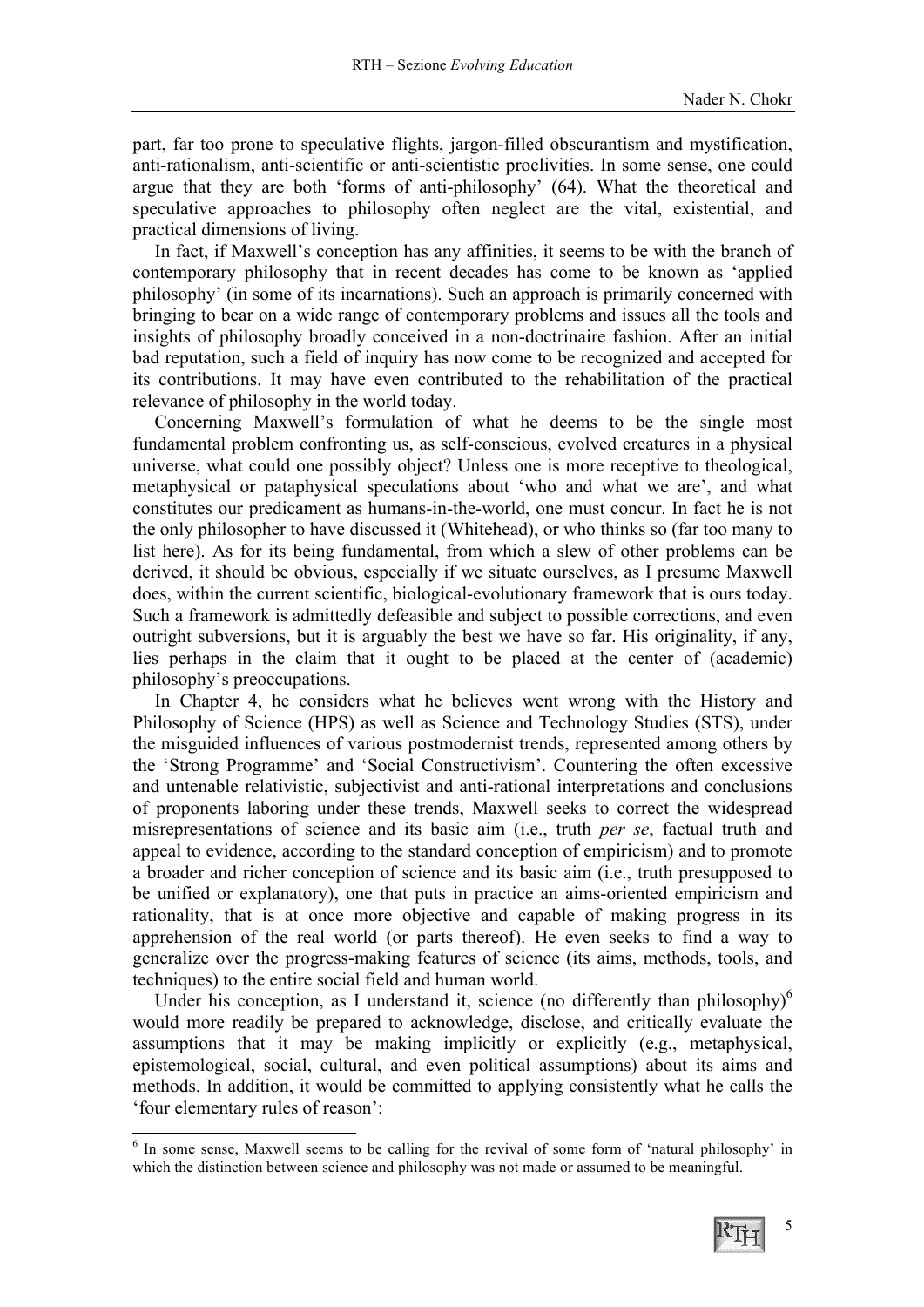part, far too prone to speculative flights, jargon-filled obscurantism and mystification, anti-rationalism, anti-scientific or anti-scientistic proclivities. In some sense, one could argue that they are both 'forms of anti-philosophy' (64). What the theoretical and speculative approaches to philosophy often neglect are the vital, existential, and practical dimensions of living.

In fact, if Maxwell's conception has any affinities, it seems to be with the branch of contemporary philosophy that in recent decades has come to be known as 'applied philosophy' (in some of its incarnations). Such an approach is primarily concerned with bringing to bear on a wide range of contemporary problems and issues all the tools and insights of philosophy broadly conceived in a non-doctrinaire fashion. After an initial bad reputation, such a field of inquiry has now come to be recognized and accepted for its contributions. It may have even contributed to the rehabilitation of the practical relevance of philosophy in the world today.

Concerning Maxwell's formulation of what he deems to be the single most fundamental problem confronting us, as self-conscious, evolved creatures in a physical universe, what could one possibly object? Unless one is more receptive to theological, metaphysical or pataphysical speculations about 'who and what we are', and what constitutes our predicament as humans-in-the-world, one must concur. In fact he is not the only philosopher to have discussed it (Whitehead), or who thinks so (far too many to list here). As for its being fundamental, from which a slew of other problems can be derived, it should be obvious, especially if we situate ourselves, as I presume Maxwell does, within the current scientific, biological-evolutionary framework that is ours today. Such a framework is admittedly defeasible and subject to possible corrections, and even outright subversions, but it is arguably the best we have so far. His originality, if any, lies perhaps in the claim that it ought to be placed at the center of (academic) philosophy's preoccupations.

In Chapter 4, he considers what he believes went wrong with the History and Philosophy of Science (HPS) as well as Science and Technology Studies (STS), under the misguided influences of various postmodernist trends, represented among others by the 'Strong Programme' and 'Social Constructivism'. Countering the often excessive and untenable relativistic, subjectivist and anti-rational interpretations and conclusions of proponents laboring under these trends, Maxwell seeks to correct the widespread misrepresentations of science and its basic aim (i.e., truth *per se*, factual truth and appeal to evidence, according to the standard conception of empiricism) and to promote a broader and richer conception of science and its basic aim (i.e., truth presupposed to be unified or explanatory), one that puts in practice an aims-oriented empiricism and rationality, that is at once more objective and capable of making progress in its apprehension of the real world (or parts thereof). He even seeks to find a way to generalize over the progress-making features of science (its aims, methods, tools, and techniques) to the entire social field and human world.

Under his conception, as I understand it, science (no differently than philosophy)[6] would more readily be prepared to acknowledge, disclose, and critically evaluate the assumptions that it may be making implicitly or explicitly (e.g., metaphysical, epistemological, social, cultural, and even political assumptions) about its aims and methods. In addition, it would be committed to applying consistently what he calls the 'four elementary rules of reason':

---

[6] In some sense, Maxwell seems to be calling for the revival of some form of 'natural philosophy' in which the distinction between science and philosophy was not made or assumed to be meaningful.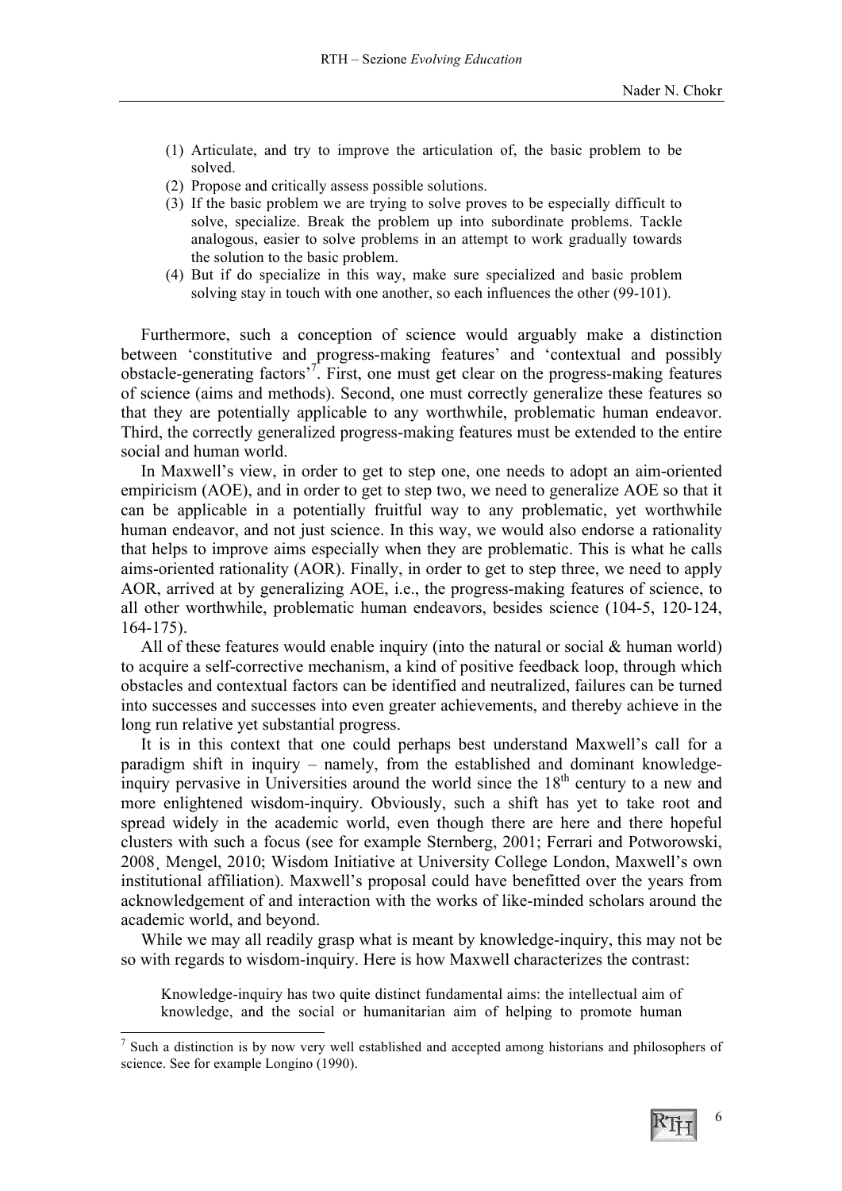(1) Articulate, and try to improve the articulation of, the basic problem to be solved.
(2) Propose and critically assess possible solutions.
(3) If the basic problem we are trying to solve proves to be especially difficult to solve, specialize. Break the problem up into subordinate problems. Tackle analogous, easier to solve problems in an attempt to work gradually towards the solution to the basic problem.
(4) But if do specialize in this way, make sure specialized and basic problem solving stay in touch with one another, so each influences the other (99-101).

Furthermore, such a conception of science would arguably make a distinction between 'constitutive and progress-making features' and 'contextual and possibly obstacle-generating factors'[7]. First, one must get clear on the progress-making features of science (aims and methods). Second, one must correctly generalize these features so that they are potentially applicable to any worthwhile, problematic human endeavor. Third, the correctly generalized progress-making features must be extended to the entire social and human world.

In Maxwell's view, in order to get to step one, one needs to adopt an aim-oriented empiricism (AOE), and in order to get to step two, we need to generalize AOE so that it can be applicable in a potentially fruitful way to any problematic, yet worthwhile human endeavor, and not just science. In this way, we would also endorse a rationality that helps to improve aims especially when they are problematic. This is what he calls aims-oriented rationality (AOR). Finally, in order to get to step three, we need to apply AOR, arrived at by generalizing AOE, i.e., the progress-making features of science, to all other worthwhile, problematic human endeavors, besides science (104-5, 120-124, 164-175).

All of these features would enable inquiry (into the natural or social & human world) to acquire a self-corrective mechanism, a kind of positive feedback loop, through which obstacles and contextual factors can be identified and neutralized, failures can be turned into successes and successes into even greater achievements, and thereby achieve in the long run relative yet substantial progress.

It is in this context that one could perhaps best understand Maxwell's call for a paradigm shift in inquiry – namely, from the established and dominant knowledge-inquiry pervasive in Universities around the world since the 18th century to a new and more enlightened wisdom-inquiry. Obviously, such a shift has yet to take root and spread widely in the academic world, even though there are here and there hopeful clusters with such a focus (see for example Sternberg, 2001; Ferrari and Potworowski, 2008¸ Mengel, 2010; Wisdom Initiative at University College London, Maxwell's own institutional affiliation). Maxwell's proposal could have benefitted over the years from acknowledgement of and interaction with the works of like-minded scholars around the academic world, and beyond.

While we may all readily grasp what is meant by knowledge-inquiry, this may not be so with regards to wisdom-inquiry. Here is how Maxwell characterizes the contrast:

> Knowledge-inquiry has two quite distinct fundamental aims: the intellectual aim of knowledge, and the social or humanitarian aim of helping to promote human

[7] Such a distinction is by now very well established and accepted among historians and philosophers of science. See for example Longino (1990).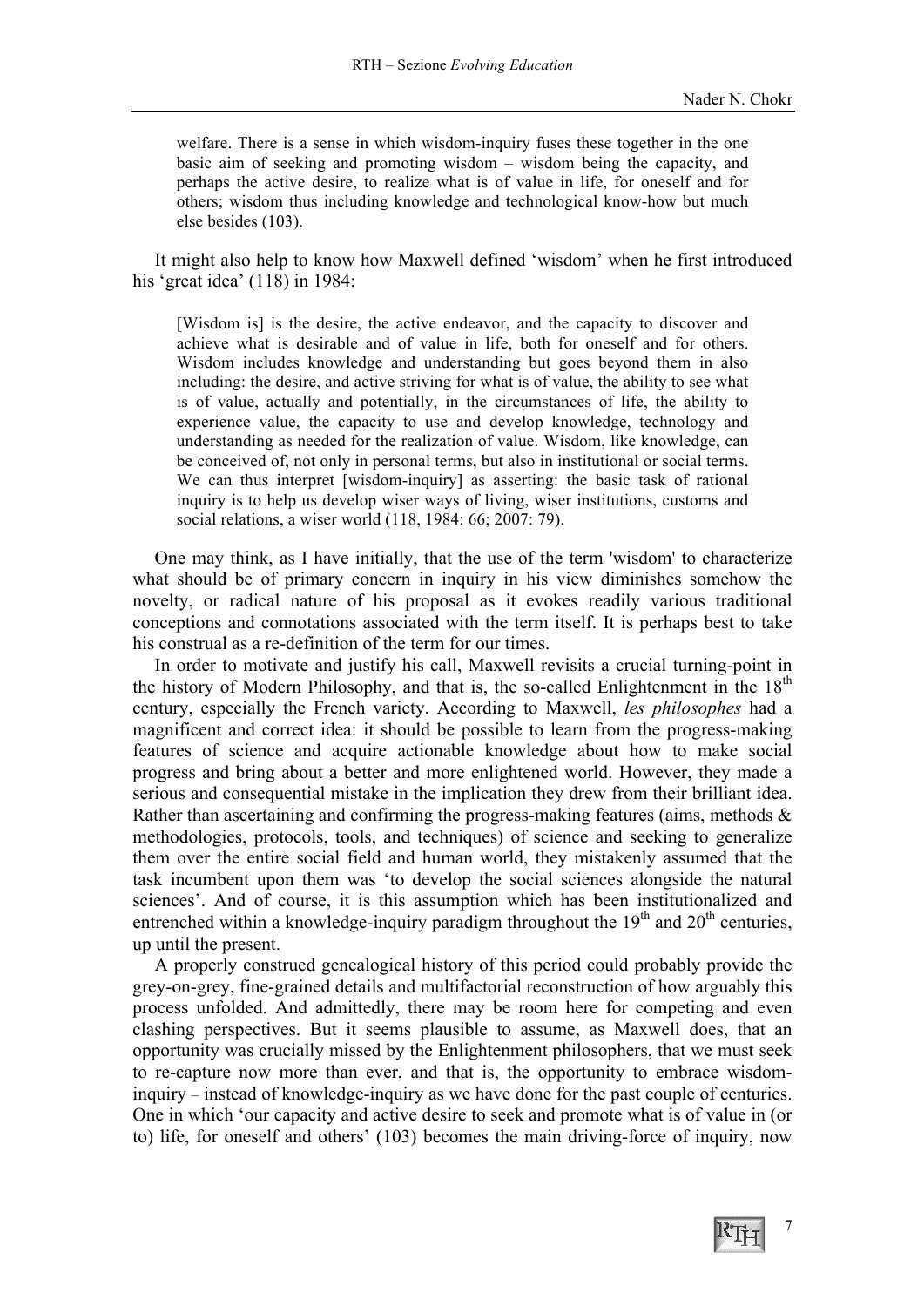> welfare. There is a sense in which wisdom-inquiry fuses these together in the one basic aim of seeking and promoting wisdom – wisdom being the capacity, and perhaps the active desire, to realize what is of value in life, for oneself and for others; wisdom thus including knowledge and technological know-how but much else besides (103).

It might also help to know how Maxwell defined 'wisdom' when he first introduced his 'great idea' (118) in 1984:

> [Wisdom is] is the desire, the active endeavor, and the capacity to discover and achieve what is desirable and of value in life, both for oneself and for others. Wisdom includes knowledge and understanding but goes beyond them in also including: the desire, and active striving for what is of value, the ability to see what is of value, actually and potentially, in the circumstances of life, the ability to experience value, the capacity to use and develop knowledge, technology and understanding as needed for the realization of value. Wisdom, like knowledge, can be conceived of, not only in personal terms, but also in institutional or social terms. We can thus interpret [wisdom-inquiry] as asserting: the basic task of rational inquiry is to help us develop wiser ways of living, wiser institutions, customs and social relations, a wiser world (118, 1984: 66; 2007: 79).

One may think, as I have initially, that the use of the term 'wisdom' to characterize what should be of primary concern in inquiry in his view diminishes somehow the novelty, or radical nature of his proposal as it evokes readily various traditional conceptions and connotations associated with the term itself. It is perhaps best to take his construal as a re-definition of the term for our times.

In order to motivate and justify his call, Maxwell revisits a crucial turning-point in the history of Modern Philosophy, and that is, the so-called Enlightenment in the 18th century, especially the French variety. According to Maxwell, *les philosophes* had a magnificent and correct idea: it should be possible to learn from the progress-making features of science and acquire actionable knowledge about how to make social progress and bring about a better and more enlightened world. However, they made a serious and consequential mistake in the implication they drew from their brilliant idea. Rather than ascertaining and confirming the progress-making features (aims, methods & methodologies, protocols, tools, and techniques) of science and seeking to generalize them over the entire social field and human world, they mistakenly assumed that the task incumbent upon them was 'to develop the social sciences alongside the natural sciences'. And of course, it is this assumption which has been institutionalized and entrenched within a knowledge-inquiry paradigm throughout the 19th and 20th centuries, up until the present.

A properly construed genealogical history of this period could probably provide the grey-on-grey, fine-grained details and multifactorial reconstruction of how arguably this process unfolded. And admittedly, there may be room here for competing and even clashing perspectives. But it seems plausible to assume, as Maxwell does, that an opportunity was crucially missed by the Enlightenment philosophers, that we must seek to re-capture now more than ever, and that is, the opportunity to embrace wisdom-inquiry – instead of knowledge-inquiry as we have done for the past couple of centuries. One in which 'our capacity and active desire to seek and promote what is of value in (or to) life, for oneself and others' (103) becomes the main driving-force of inquiry, now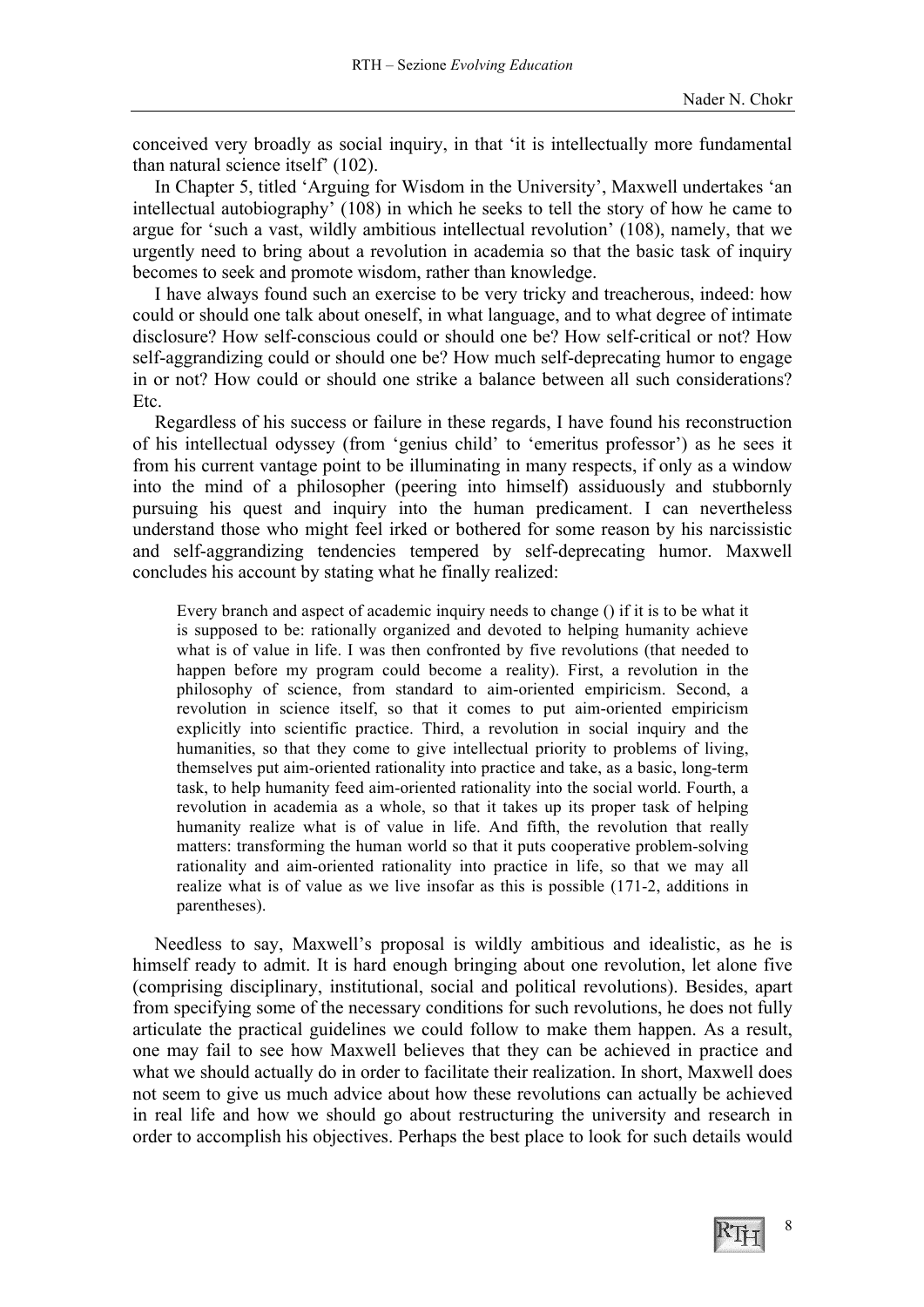conceived very broadly as social inquiry, in that 'it is intellectually more fundamental than natural science itself' (102).

In Chapter 5, titled 'Arguing for Wisdom in the University', Maxwell undertakes 'an intellectual autobiography' (108) in which he seeks to tell the story of how he came to argue for 'such a vast, wildly ambitious intellectual revolution' (108), namely, that we urgently need to bring about a revolution in academia so that the basic task of inquiry becomes to seek and promote wisdom, rather than knowledge.

I have always found such an exercise to be very tricky and treacherous, indeed: how could or should one talk about oneself, in what language, and to what degree of intimate disclosure? How self-conscious could or should one be? How self-critical or not? How self-aggrandizing could or should one be? How much self-deprecating humor to engage in or not? How could or should one strike a balance between all such considerations? Etc.

Regardless of his success or failure in these regards, I have found his reconstruction of his intellectual odyssey (from 'genius child' to 'emeritus professor') as he sees it from his current vantage point to be illuminating in many respects, if only as a window into the mind of a philosopher (peering into himself) assiduously and stubbornly pursuing his quest and inquiry into the human predicament. I can nevertheless understand those who might feel irked or bothered for some reason by his narcissistic and self-aggrandizing tendencies tempered by self-deprecating humor. Maxwell concludes his account by stating what he finally realized:

> Every branch and aspect of academic inquiry needs to change () if it is to be what it is supposed to be: rationally organized and devoted to helping humanity achieve what is of value in life. I was then confronted by five revolutions (that needed to happen before my program could become a reality). First, a revolution in the philosophy of science, from standard to aim-oriented empiricism. Second, a revolution in science itself, so that it comes to put aim-oriented empiricism explicitly into scientific practice. Third, a revolution in social inquiry and the humanities, so that they come to give intellectual priority to problems of living, themselves put aim-oriented rationality into practice and take, as a basic, long-term task, to help humanity feed aim-oriented rationality into the social world. Fourth, a revolution in academia as a whole, so that it takes up its proper task of helping humanity realize what is of value in life. And fifth, the revolution that really matters: transforming the human world so that it puts cooperative problem-solving rationality and aim-oriented rationality into practice in life, so that we may all realize what is of value as we live insofar as this is possible (171-2, additions in parentheses).

Needless to say, Maxwell's proposal is wildly ambitious and idealistic, as he is himself ready to admit. It is hard enough bringing about one revolution, let alone five (comprising disciplinary, institutional, social and political revolutions). Besides, apart from specifying some of the necessary conditions for such revolutions, he does not fully articulate the practical guidelines we could follow to make them happen. As a result, one may fail to see how Maxwell believes that they can be achieved in practice and what we should actually do in order to facilitate their realization. In short, Maxwell does not seem to give us much advice about how these revolutions can actually be achieved in real life and how we should go about restructuring the university and research in order to accomplish his objectives. Perhaps the best place to look for such details would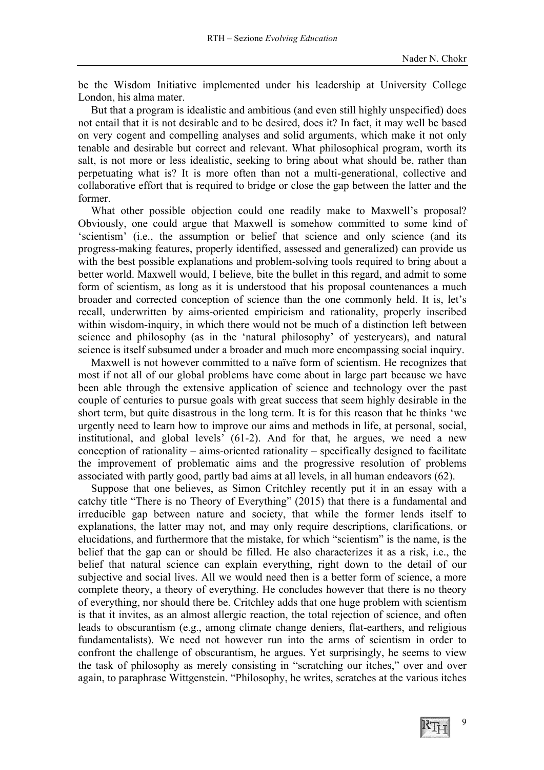be the Wisdom Initiative implemented under his leadership at University College London, his alma mater.

But that a program is idealistic and ambitious (and even still highly unspecified) does not entail that it is not desirable and to be desired, does it? In fact, it may well be based on very cogent and compelling analyses and solid arguments, which make it not only tenable and desirable but correct and relevant. What philosophical program, worth its salt, is not more or less idealistic, seeking to bring about what should be, rather than perpetuating what is? It is more often than not a multi-generational, collective and collaborative effort that is required to bridge or close the gap between the latter and the former.

What other possible objection could one readily make to Maxwell's proposal? Obviously, one could argue that Maxwell is somehow committed to some kind of 'scientism' (i.e., the assumption or belief that science and only science (and its progress-making features, properly identified, assessed and generalized) can provide us with the best possible explanations and problem-solving tools required to bring about a better world. Maxwell would, I believe, bite the bullet in this regard, and admit to some form of scientism, as long as it is understood that his proposal countenances a much broader and corrected conception of science than the one commonly held. It is, let's recall, underwritten by aims-oriented empiricism and rationality, properly inscribed within wisdom-inquiry, in which there would not be much of a distinction left between science and philosophy (as in the 'natural philosophy' of yesteryears), and natural science is itself subsumed under a broader and much more encompassing social inquiry.

Maxwell is not however committed to a naïve form of scientism. He recognizes that most if not all of our global problems have come about in large part because we have been able through the extensive application of science and technology over the past couple of centuries to pursue goals with great success that seem highly desirable in the short term, but quite disastrous in the long term. It is for this reason that he thinks 'we urgently need to learn how to improve our aims and methods in life, at personal, social, institutional, and global levels' (61-2). And for that, he argues, we need a new conception of rationality – aims-oriented rationality – specifically designed to facilitate the improvement of problematic aims and the progressive resolution of problems associated with partly good, partly bad aims at all levels, in all human endeavors (62).

Suppose that one believes, as Simon Critchley recently put it in an essay with a catchy title "There is no Theory of Everything" (2015) that there is a fundamental and irreducible gap between nature and society, that while the former lends itself to explanations, the latter may not, and may only require descriptions, clarifications, or elucidations, and furthermore that the mistake, for which "scientism" is the name, is the belief that the gap can or should be filled. He also characterizes it as a risk, i.e., the belief that natural science can explain everything, right down to the detail of our subjective and social lives. All we would need then is a better form of science, a more complete theory, a theory of everything. He concludes however that there is no theory of everything, nor should there be. Critchley adds that one huge problem with scientism is that it invites, as an almost allergic reaction, the total rejection of science, and often leads to obscurantism (e.g., among climate change deniers, flat-earthers, and religious fundamentalists). We need not however run into the arms of scientism in order to confront the challenge of obscurantism, he argues. Yet surprisingly, he seems to view the task of philosophy as merely consisting in "scratching our itches," over and over again, to paraphrase Wittgenstein. "Philosophy, he writes, scratches at the various itches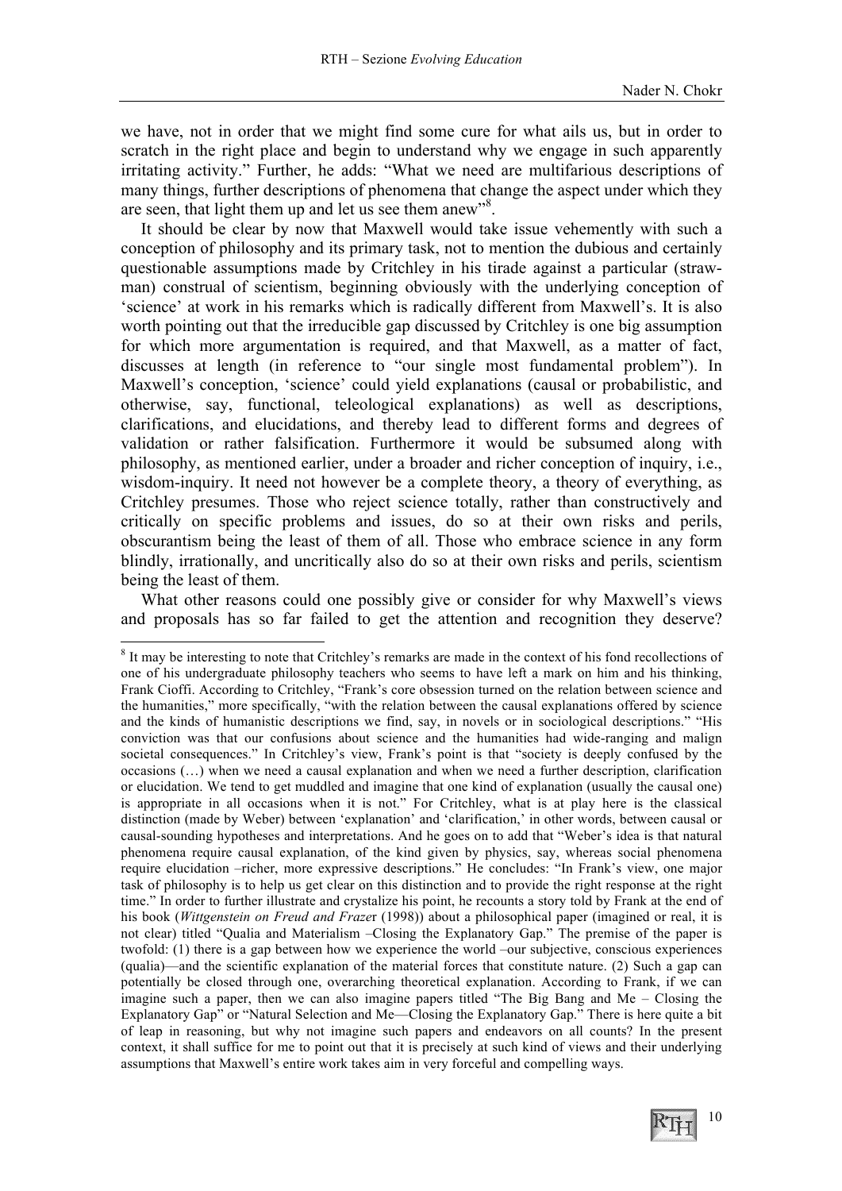we have, not in order that we might find some cure for what ails us, but in order to scratch in the right place and begin to understand why we engage in such apparently irritating activity." Further, he adds: "What we need are multifarious descriptions of many things, further descriptions of phenomena that change the aspect under which they are seen, that light them up and let us see them anew"[8].

It should be clear by now that Maxwell would take issue vehemently with such a conception of philosophy and its primary task, not to mention the dubious and certainly questionable assumptions made by Critchley in his tirade against a particular (straw-man) construal of scientism, beginning obviously with the underlying conception of 'science' at work in his remarks which is radically different from Maxwell's. It is also worth pointing out that the irreducible gap discussed by Critchley is one big assumption for which more argumentation is required, and that Maxwell, as a matter of fact, discusses at length (in reference to "our single most fundamental problem"). In Maxwell's conception, 'science' could yield explanations (causal or probabilistic, and otherwise, say, functional, teleological explanations) as well as descriptions, clarifications, and elucidations, and thereby lead to different forms and degrees of validation or rather falsification. Furthermore it would be subsumed along with philosophy, as mentioned earlier, under a broader and richer conception of inquiry, i.e., wisdom-inquiry. It need not however be a complete theory, a theory of everything, as Critchley presumes. Those who reject science totally, rather than constructively and critically on specific problems and issues, do so at their own risks and perils, obscurantism being the least of them of all. Those who embrace science in any form blindly, irrationally, and uncritically also do so at their own risks and perils, scientism being the least of them.

What other reasons could one possibly give or consider for why Maxwell's views and proposals has so far failed to get the attention and recognition they deserve?

---

[8] It may be interesting to note that Critchley's remarks are made in the context of his fond recollections of one of his undergraduate philosophy teachers who seems to have left a mark on him and his thinking, Frank Cioffi. According to Critchley, "Frank's core obsession turned on the relation between science and the humanities," more specifically, "with the relation between the causal explanations offered by science and the kinds of humanistic descriptions we find, say, in novels or in sociological descriptions." "His conviction was that our confusions about science and the humanities had wide-ranging and malign societal consequences." In Critchley's view, Frank's point is that "society is deeply confused by the occasions (…) when we need a causal explanation and when we need a further description, clarification or elucidation. We tend to get muddled and imagine that one kind of explanation (usually the causal one) is appropriate in all occasions when it is not." For Critchley, what is at play here is the classical distinction (made by Weber) between 'explanation' and 'clarification,' in other words, between causal or causal-sounding hypotheses and interpretations. And he goes on to add that "Weber's idea is that natural phenomena require causal explanation, of the kind given by physics, say, whereas social phenomena require elucidation –richer, more expressive descriptions." He concludes: "In Frank's view, one major task of philosophy is to help us get clear on this distinction and to provide the right response at the right time." In order to further illustrate and crystalize his point, he recounts a story told by Frank at the end of his book (*Wittgenstein on Freud and Frazer* (1998)) about a philosophical paper (imagined or real, it is not clear) titled "Qualia and Materialism –Closing the Explanatory Gap." The premise of the paper is twofold: (1) there is a gap between how we experience the world –our subjective, conscious experiences (qualia)—and the scientific explanation of the material forces that constitute nature. (2) Such a gap can potentially be closed through one, overarching theoretical explanation. According to Frank, if we can imagine such a paper, then we can also imagine papers titled "The Big Bang and Me – Closing the Explanatory Gap" or "Natural Selection and Me—Closing the Explanatory Gap." There is here quite a bit of leap in reasoning, but why not imagine such papers and endeavors on all counts? In the present context, it shall suffice for me to point out that it is precisely at such kind of views and their underlying assumptions that Maxwell's entire work takes aim in very forceful and compelling ways.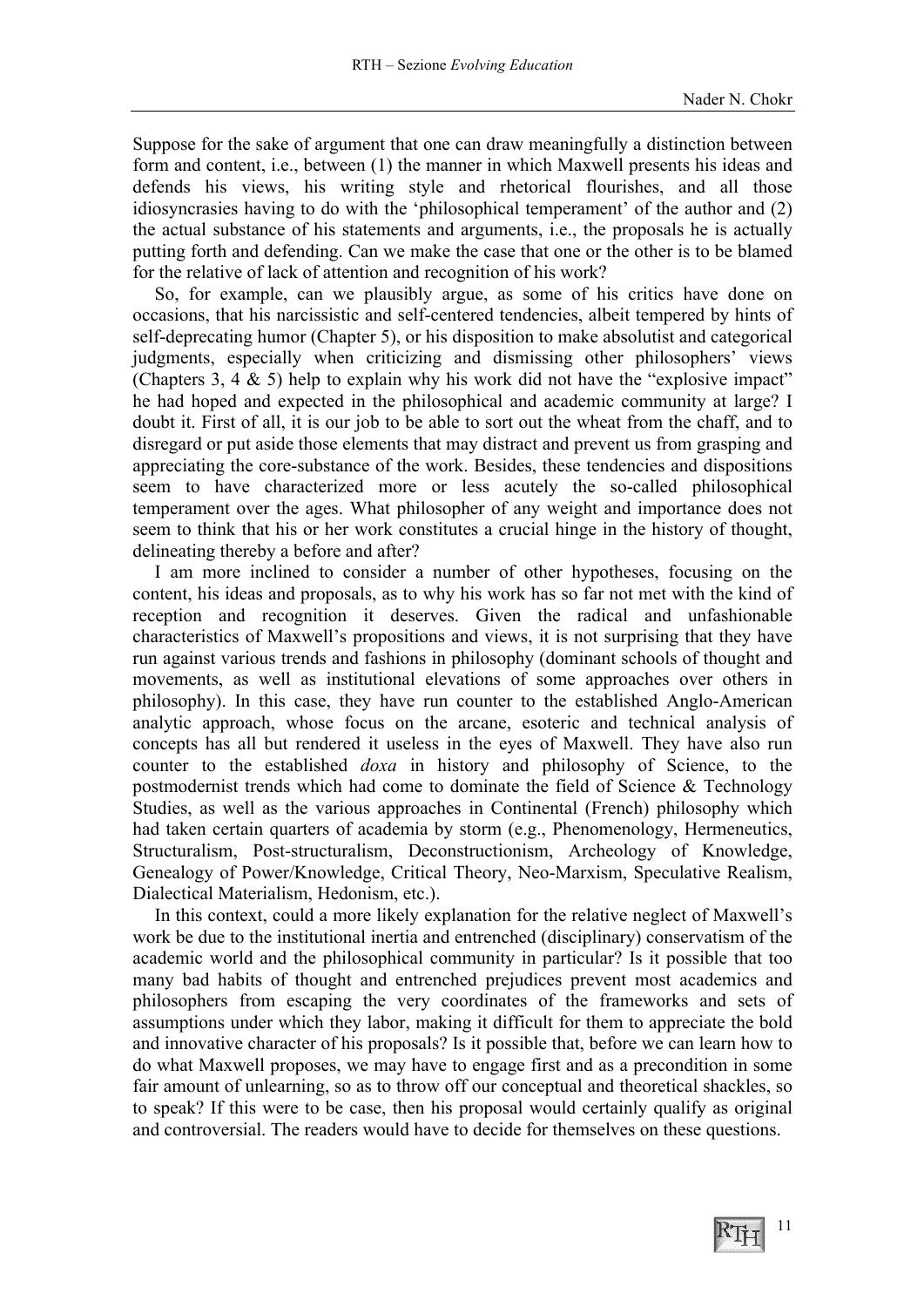Suppose for the sake of argument that one can draw meaningfully a distinction between form and content, i.e., between (1) the manner in which Maxwell presents his ideas and defends his views, his writing style and rhetorical flourishes, and all those idiosyncrasies having to do with the 'philosophical temperament' of the author and (2) the actual substance of his statements and arguments, i.e., the proposals he is actually putting forth and defending. Can we make the case that one or the other is to be blamed for the relative of lack of attention and recognition of his work?

So, for example, can we plausibly argue, as some of his critics have done on occasions, that his narcissistic and self-centered tendencies, albeit tempered by hints of self-deprecating humor (Chapter 5), or his disposition to make absolutist and categorical judgments, especially when criticizing and dismissing other philosophers' views (Chapters 3, 4 & 5) help to explain why his work did not have the "explosive impact" he had hoped and expected in the philosophical and academic community at large? I doubt it. First of all, it is our job to be able to sort out the wheat from the chaff, and to disregard or put aside those elements that may distract and prevent us from grasping and appreciating the core-substance of the work. Besides, these tendencies and dispositions seem to have characterized more or less acutely the so-called philosophical temperament over the ages. What philosopher of any weight and importance does not seem to think that his or her work constitutes a crucial hinge in the history of thought, delineating thereby a before and after?

I am more inclined to consider a number of other hypotheses, focusing on the content, his ideas and proposals, as to why his work has so far not met with the kind of reception and recognition it deserves. Given the radical and unfashionable characteristics of Maxwell's propositions and views, it is not surprising that they have run against various trends and fashions in philosophy (dominant schools of thought and movements, as well as institutional elevations of some approaches over others in philosophy). In this case, they have run counter to the established Anglo-American analytic approach, whose focus on the arcane, esoteric and technical analysis of concepts has all but rendered it useless in the eyes of Maxwell. They have also run counter to the established *doxa* in history and philosophy of Science, to the postmodernist trends which had come to dominate the field of Science & Technology Studies, as well as the various approaches in Continental (French) philosophy which had taken certain quarters of academia by storm (e.g., Phenomenology, Hermeneutics, Structuralism, Post-structuralism, Deconstructionism, Archeology of Knowledge, Genealogy of Power/Knowledge, Critical Theory, Neo-Marxism, Speculative Realism, Dialectical Materialism, Hedonism, etc.).

In this context, could a more likely explanation for the relative neglect of Maxwell's work be due to the institutional inertia and entrenched (disciplinary) conservatism of the academic world and the philosophical community in particular? Is it possible that too many bad habits of thought and entrenched prejudices prevent most academics and philosophers from escaping the very coordinates of the frameworks and sets of assumptions under which they labor, making it difficult for them to appreciate the bold and innovative character of his proposals? Is it possible that, before we can learn how to do what Maxwell proposes, we may have to engage first and as a precondition in some fair amount of unlearning, so as to throw off our conceptual and theoretical shackles, so to speak? If this were to be case, then his proposal would certainly qualify as original and controversial. The readers would have to decide for themselves on these questions.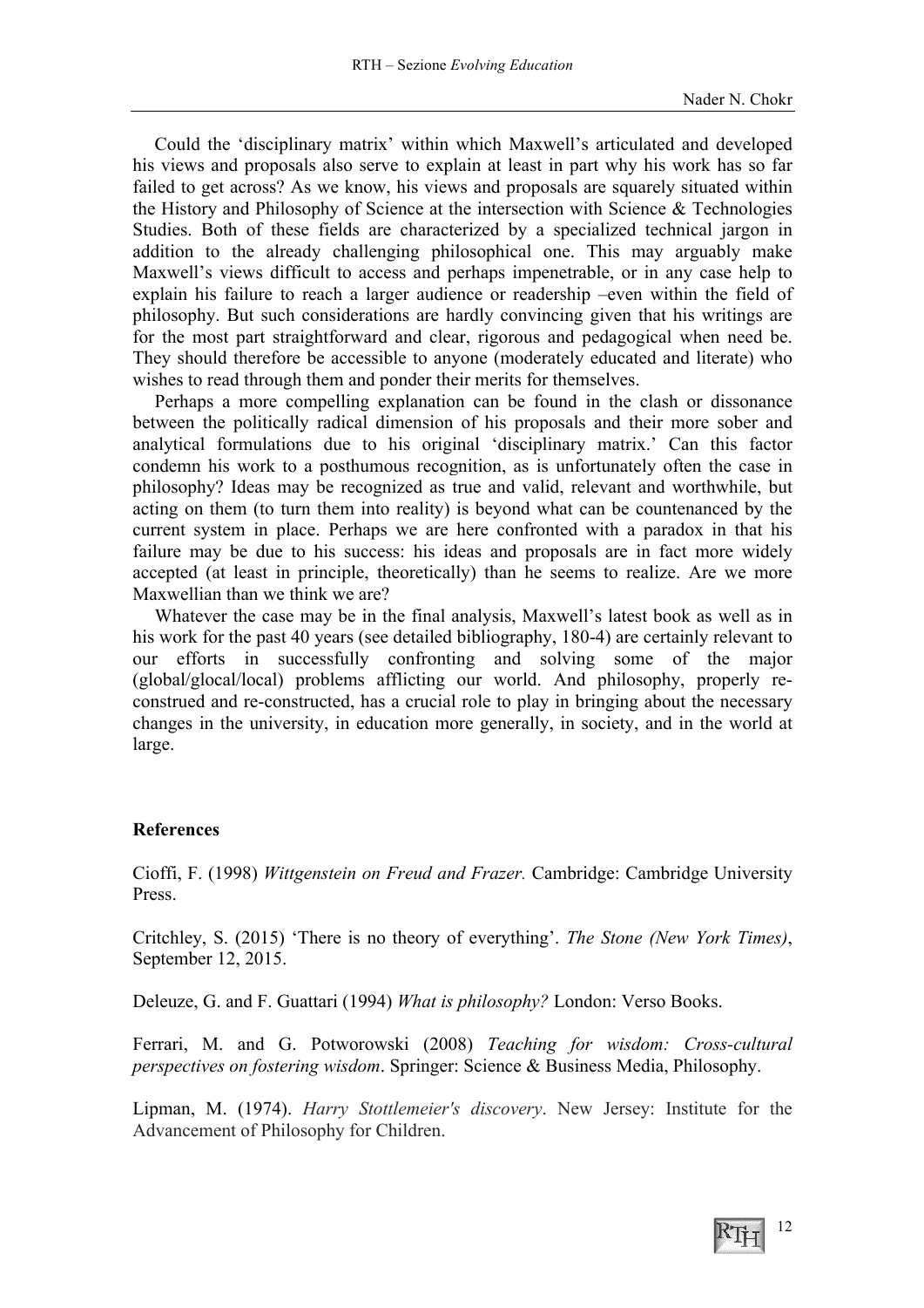Could the 'disciplinary matrix' within which Maxwell's articulated and developed his views and proposals also serve to explain at least in part why his work has so far failed to get across? As we know, his views and proposals are squarely situated within the History and Philosophy of Science at the intersection with Science & Technologies Studies. Both of these fields are characterized by a specialized technical jargon in addition to the already challenging philosophical one. This may arguably make Maxwell's views difficult to access and perhaps impenetrable, or in any case help to explain his failure to reach a larger audience or readership –even within the field of philosophy. But such considerations are hardly convincing given that his writings are for the most part straightforward and clear, rigorous and pedagogical when need be. They should therefore be accessible to anyone (moderately educated and literate) who wishes to read through them and ponder their merits for themselves.

Perhaps a more compelling explanation can be found in the clash or dissonance between the politically radical dimension of his proposals and their more sober and analytical formulations due to his original 'disciplinary matrix.' Can this factor condemn his work to a posthumous recognition, as is unfortunately often the case in philosophy? Ideas may be recognized as true and valid, relevant and worthwhile, but acting on them (to turn them into reality) is beyond what can be countenanced by the current system in place. Perhaps we are here confronted with a paradox in that his failure may be due to his success: his ideas and proposals are in fact more widely accepted (at least in principle, theoretically) than he seems to realize. Are we more Maxwellian than we think we are?

Whatever the case may be in the final analysis, Maxwell's latest book as well as in his work for the past 40 years (see detailed bibliography, 180-4) are certainly relevant to our efforts in successfully confronting and solving some of the major (global/glocal/local) problems afflicting our world. And philosophy, properly re-construed and re-constructed, has a crucial role to play in bringing about the necessary changes in the university, in education more generally, in society, and in the world at large.

**References**

Cioffi, F. (1998) *Wittgenstein on Freud and Frazer.* Cambridge: Cambridge University Press.

Critchley, S. (2015) 'There is no theory of everything'. *The Stone (New York Times)*, September 12, 2015.

Deleuze, G. and F. Guattari (1994) *What is philosophy?* London: Verso Books.

Ferrari, M. and G. Potworowski (2008) *Teaching for wisdom: Cross-cultural perspectives on fostering wisdom*. Springer: Science & Business Media, Philosophy.

Lipman, M. (1974). *Harry Stottlemeier's discovery*. New Jersey: Institute for the Advancement of Philosophy for Children.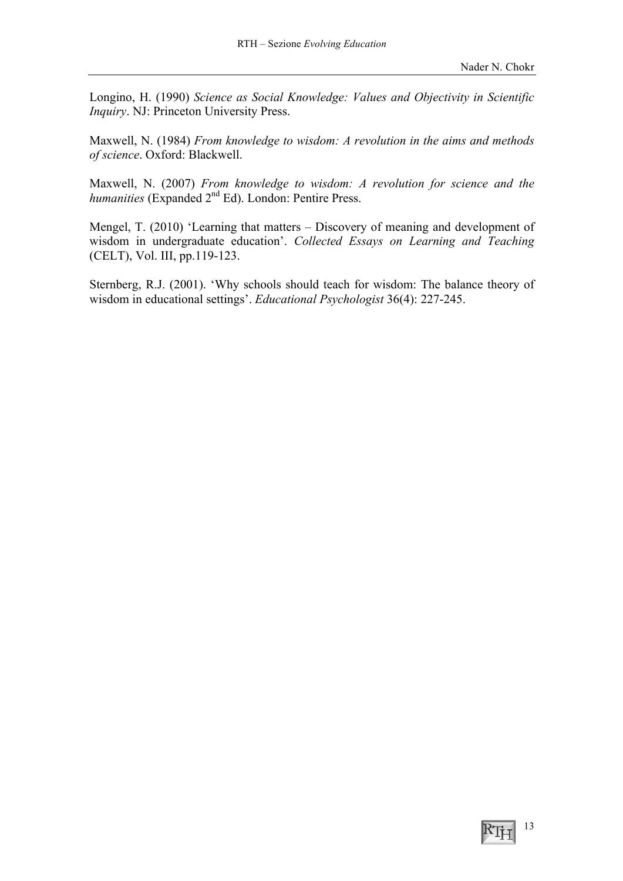Longino, H. (1990) *Science as Social Knowledge: Values and Objectivity in Scientific Inquiry*. NJ: Princeton University Press.

Maxwell, N. (1984) *From knowledge to wisdom: A revolution in the aims and methods of science*. Oxford: Blackwell.

Maxwell, N. (2007) *From knowledge to wisdom: A revolution for science and the humanities* (Expanded 2nd Ed). London: Pentire Press.

Mengel, T. (2010) 'Learning that matters – Discovery of meaning and development of wisdom in undergraduate education'. *Collected Essays on Learning and Teaching* (CELT), Vol. III, pp.119-123.

Sternberg, R.J. (2001). 'Why schools should teach for wisdom: The balance theory of wisdom in educational settings'. *Educational Psychologist* 36(4): 227-245.